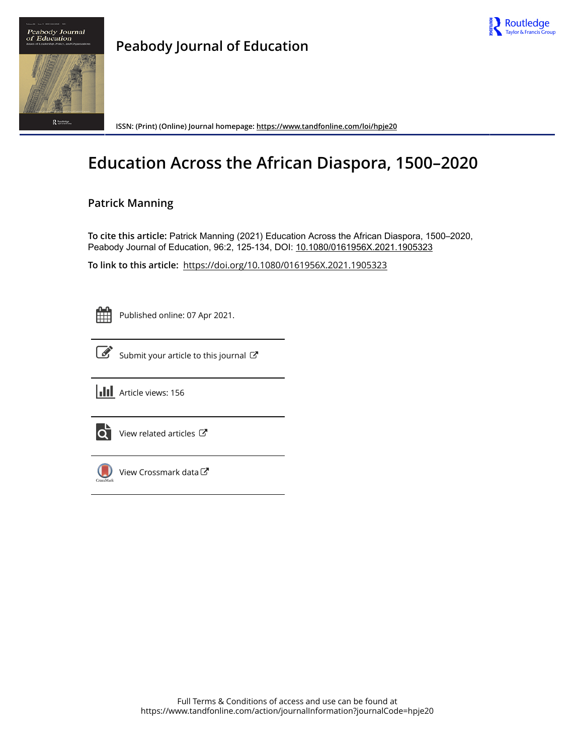# Peabody Journal of Education

ISSN: (Print) (Online) Journal homepage: https://www.tandfonline.com/loi/hpje20

# Education Across the African Diaspora, 1500–2020

## Patrick Manning

**To cite this article:** Patrick Manning (2021) Education Across the African Diaspora, 1500–2020, Peabody Journal of Education, 96:2, 125-134, DOI: 10.1080/0161956X.2021.1905323

**To link to this article:** https://doi.org/10.1080/0161956X.2021.1905323

Published online: 07 Apr 2021.

Submit your article to this journal

Article views: 156

View related articles

View Crossmark data

Full Terms & Conditions of access and use can be found at https://www.tandfonline.com/action/journalInformation?journalCode=hpje20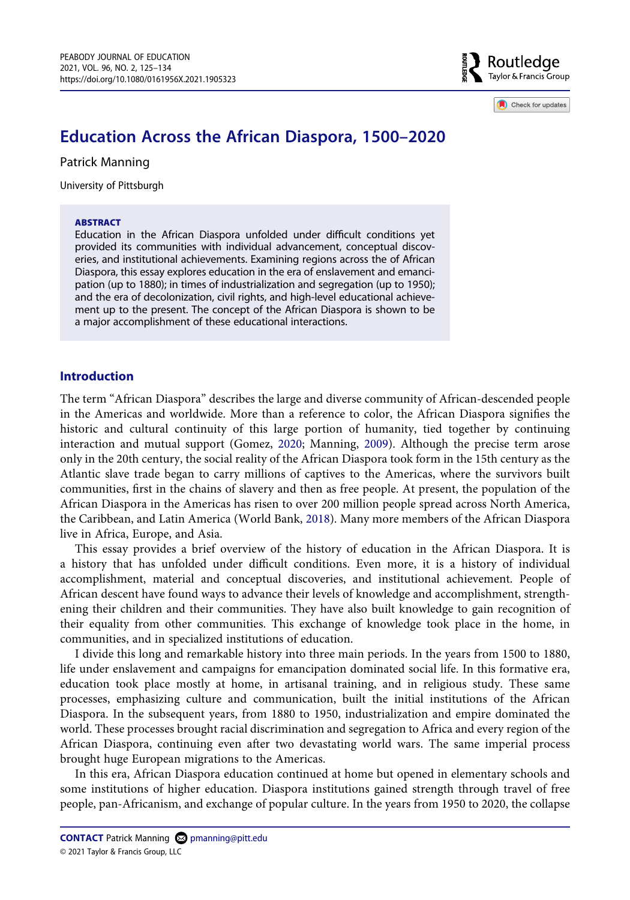# Education Across the African Diaspora, 1500–2020

Patrick Manning

University of Pittsburgh

**ABSTRACT**

Education in the African Diaspora unfolded under difficult conditions yet provided its communities with individual advancement, conceptual discoveries, and institutional achievements. Examining regions across the of African Diaspora, this essay explores education in the era of enslavement and emancipation (up to 1880); in times of industrialization and segregation (up to 1950); and the era of decolonization, civil rights, and high-level educational achievement up to the present. The concept of the African Diaspora is shown to be a major accomplishment of these educational interactions.

## Introduction

The term "African Diaspora" describes the large and diverse community of African-descended people in the Americas and worldwide. More than a reference to color, the African Diaspora signifies the historic and cultural continuity of this large portion of humanity, tied together by continuing interaction and mutual support (Gomez, 2020; Manning, 2009). Although the precise term arose only in the 20th century, the social reality of the African Diaspora took form in the 15th century as the Atlantic slave trade began to carry millions of captives to the Americas, where the survivors built communities, first in the chains of slavery and then as free people. At present, the population of the African Diaspora in the Americas has risen to over 200 million people spread across North America, the Caribbean, and Latin America (World Bank, 2018). Many more members of the African Diaspora live in Africa, Europe, and Asia.

This essay provides a brief overview of the history of education in the African Diaspora. It is a history that has unfolded under difficult conditions. Even more, it is a history of individual accomplishment, material and conceptual discoveries, and institutional achievement. People of African descent have found ways to advance their levels of knowledge and accomplishment, strengthening their children and their communities. They have also built knowledge to gain recognition of their equality from other communities. This exchange of knowledge took place in the home, in communities, and in specialized institutions of education.

I divide this long and remarkable history into three main periods. In the years from 1500 to 1880, life under enslavement and campaigns for emancipation dominated social life. In this formative era, education took place mostly at home, in artisanal training, and in religious study. These same processes, emphasizing culture and communication, built the initial institutions of the African Diaspora. In the subsequent years, from 1880 to 1950, industrialization and empire dominated the world. These processes brought racial discrimination and segregation to Africa and every region of the African Diaspora, continuing even after two devastating world wars. The same imperial process brought huge European migrations to the Americas.

In this era, African Diaspora education continued at home but opened in elementary schools and some institutions of higher education. Diaspora institutions gained strength through travel of free people, pan-Africanism, and exchange of popular culture. In the years from 1950 to 2020, the collapse

**CONTACT** Patrick Manning pmanning@pitt.edu

© 2021 Taylor & Francis Group, LLC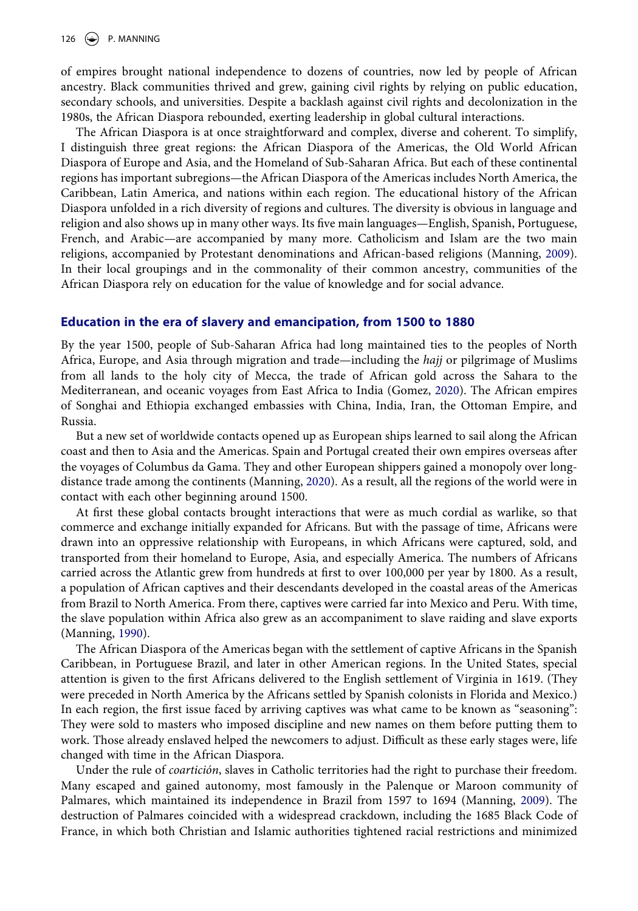of empires brought national independence to dozens of countries, now led by people of African ancestry. Black communities thrived and grew, gaining civil rights by relying on public education, secondary schools, and universities. Despite a backlash against civil rights and decolonization in the 1980s, the African Diaspora rebounded, exerting leadership in global cultural interactions.

The African Diaspora is at once straightforward and complex, diverse and coherent. To simplify, I distinguish three great regions: the African Diaspora of the Americas, the Old World African Diaspora of Europe and Asia, and the Homeland of Sub-Saharan Africa. But each of these continental regions has important subregions—the African Diaspora of the Americas includes North America, the Caribbean, Latin America, and nations within each region. The educational history of the African Diaspora unfolded in a rich diversity of regions and cultures. The diversity is obvious in language and religion and also shows up in many other ways. Its five main languages—English, Spanish, Portuguese, French, and Arabic—are accompanied by many more. Catholicism and Islam are the two main religions, accompanied by Protestant denominations and African-based religions (Manning, 2009). In their local groupings and in the commonality of their common ancestry, communities of the African Diaspora rely on education for the value of knowledge and for social advance.

## Education in the era of slavery and emancipation, from 1500 to 1880

By the year 1500, people of Sub-Saharan Africa had long maintained ties to the peoples of North Africa, Europe, and Asia through migration and trade—including the *hajj* or pilgrimage of Muslims from all lands to the holy city of Mecca, the trade of African gold across the Sahara to the Mediterranean, and oceanic voyages from East Africa to India (Gomez, 2020). The African empires of Songhai and Ethiopia exchanged embassies with China, India, Iran, the Ottoman Empire, and Russia.

But a new set of worldwide contacts opened up as European ships learned to sail along the African coast and then to Asia and the Americas. Spain and Portugal created their own empires overseas after the voyages of Columbus da Gama. They and other European shippers gained a monopoly over long-distance trade among the continents (Manning, 2020). As a result, all the regions of the world were in contact with each other beginning around 1500.

At first these global contacts brought interactions that were as much cordial as warlike, so that commerce and exchange initially expanded for Africans. But with the passage of time, Africans were drawn into an oppressive relationship with Europeans, in which Africans were captured, sold, and transported from their homeland to Europe, Asia, and especially America. The numbers of Africans carried across the Atlantic grew from hundreds at first to over 100,000 per year by 1800. As a result, a population of African captives and their descendants developed in the coastal areas of the Americas from Brazil to North America. From there, captives were carried far into Mexico and Peru. With time, the slave population within Africa also grew as an accompaniment to slave raiding and slave exports (Manning, 1990).

The African Diaspora of the Americas began with the settlement of captive Africans in the Spanish Caribbean, in Portuguese Brazil, and later in other American regions. In the United States, special attention is given to the first Africans delivered to the English settlement of Virginia in 1619. (They were preceded in North America by the Africans settled by Spanish colonists in Florida and Mexico.) In each region, the first issue faced by arriving captives was what came to be known as "seasoning": They were sold to masters who imposed discipline and new names on them before putting them to work. Those already enslaved helped the newcomers to adjust. Difficult as these early stages were, life changed with time in the African Diaspora.

Under the rule of *coartición*, slaves in Catholic territories had the right to purchase their freedom. Many escaped and gained autonomy, most famously in the Palenque or Maroon community of Palmares, which maintained its independence in Brazil from 1597 to 1694 (Manning, 2009). The destruction of Palmares coincided with a widespread crackdown, including the 1685 Black Code of France, in which both Christian and Islamic authorities tightened racial restrictions and minimized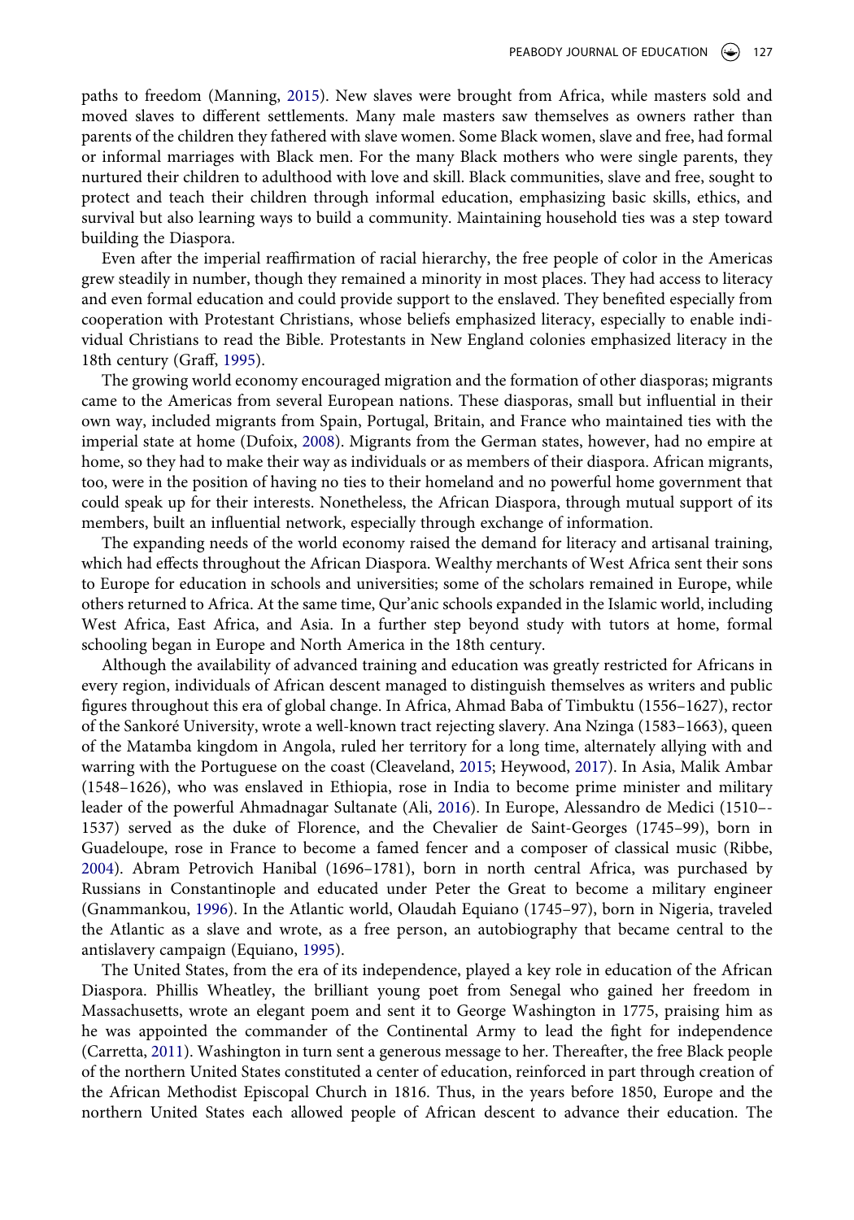paths to freedom (Manning, 2015). New slaves were brought from Africa, while masters sold and moved slaves to different settlements. Many male masters saw themselves as owners rather than parents of the children they fathered with slave women. Some Black women, slave and free, had formal or informal marriages with Black men. For the many Black mothers who were single parents, they nurtured their children to adulthood with love and skill. Black communities, slave and free, sought to protect and teach their children through informal education, emphasizing basic skills, ethics, and survival but also learning ways to build a community. Maintaining household ties was a step toward building the Diaspora.

Even after the imperial reaffirmation of racial hierarchy, the free people of color in the Americas grew steadily in number, though they remained a minority in most places. They had access to literacy and even formal education and could provide support to the enslaved. They benefited especially from cooperation with Protestant Christians, whose beliefs emphasized literacy, especially to enable individual Christians to read the Bible. Protestants in New England colonies emphasized literacy in the 18th century (Graff, 1995).

The growing world economy encouraged migration and the formation of other diasporas; migrants came to the Americas from several European nations. These diasporas, small but influential in their own way, included migrants from Spain, Portugal, Britain, and France who maintained ties with the imperial state at home (Dufoix, 2008). Migrants from the German states, however, had no empire at home, so they had to make their way as individuals or as members of their diaspora. African migrants, too, were in the position of having no ties to their homeland and no powerful home government that could speak up for their interests. Nonetheless, the African Diaspora, through mutual support of its members, built an influential network, especially through exchange of information.

The expanding needs of the world economy raised the demand for literacy and artisanal training, which had effects throughout the African Diaspora. Wealthy merchants of West Africa sent their sons to Europe for education in schools and universities; some of the scholars remained in Europe, while others returned to Africa. At the same time, Qur'anic schools expanded in the Islamic world, including West Africa, East Africa, and Asia. In a further step beyond study with tutors at home, formal schooling began in Europe and North America in the 18th century.

Although the availability of advanced training and education was greatly restricted for Africans in every region, individuals of African descent managed to distinguish themselves as writers and public figures throughout this era of global change. In Africa, Ahmad Baba of Timbuktu (1556–1627), rector of the Sankoré University, wrote a well-known tract rejecting slavery. Ana Nzinga (1583–1663), queen of the Matamba kingdom in Angola, ruled her territory for a long time, alternately allying with and warring with the Portuguese on the coast (Cleaveland, 2015; Heywood, 2017). In Asia, Malik Ambar (1548–1626), who was enslaved in Ethiopia, rose in India to become prime minister and military leader of the powerful Ahmadnagar Sultanate (Ali, 2016). In Europe, Alessandro de Medici (1510–-1537) served as the duke of Florence, and the Chevalier de Saint-Georges (1745–99), born in Guadeloupe, rose in France to become a famed fencer and a composer of classical music (Ribbe, 2004). Abram Petrovich Hanibal (1696–1781), born in north central Africa, was purchased by Russians in Constantinople and educated under Peter the Great to become a military engineer (Gnammankou, 1996). In the Atlantic world, Olaudah Equiano (1745–97), born in Nigeria, traveled the Atlantic as a slave and wrote, as a free person, an autobiography that became central to the antislavery campaign (Equiano, 1995).

The United States, from the era of its independence, played a key role in education of the African Diaspora. Phillis Wheatley, the brilliant young poet from Senegal who gained her freedom in Massachusetts, wrote an elegant poem and sent it to George Washington in 1775, praising him as he was appointed the commander of the Continental Army to lead the fight for independence (Carretta, 2011). Washington in turn sent a generous message to her. Thereafter, the free Black people of the northern United States constituted a center of education, reinforced in part through creation of the African Methodist Episcopal Church in 1816. Thus, in the years before 1850, Europe and the northern United States each allowed people of African descent to advance their education. The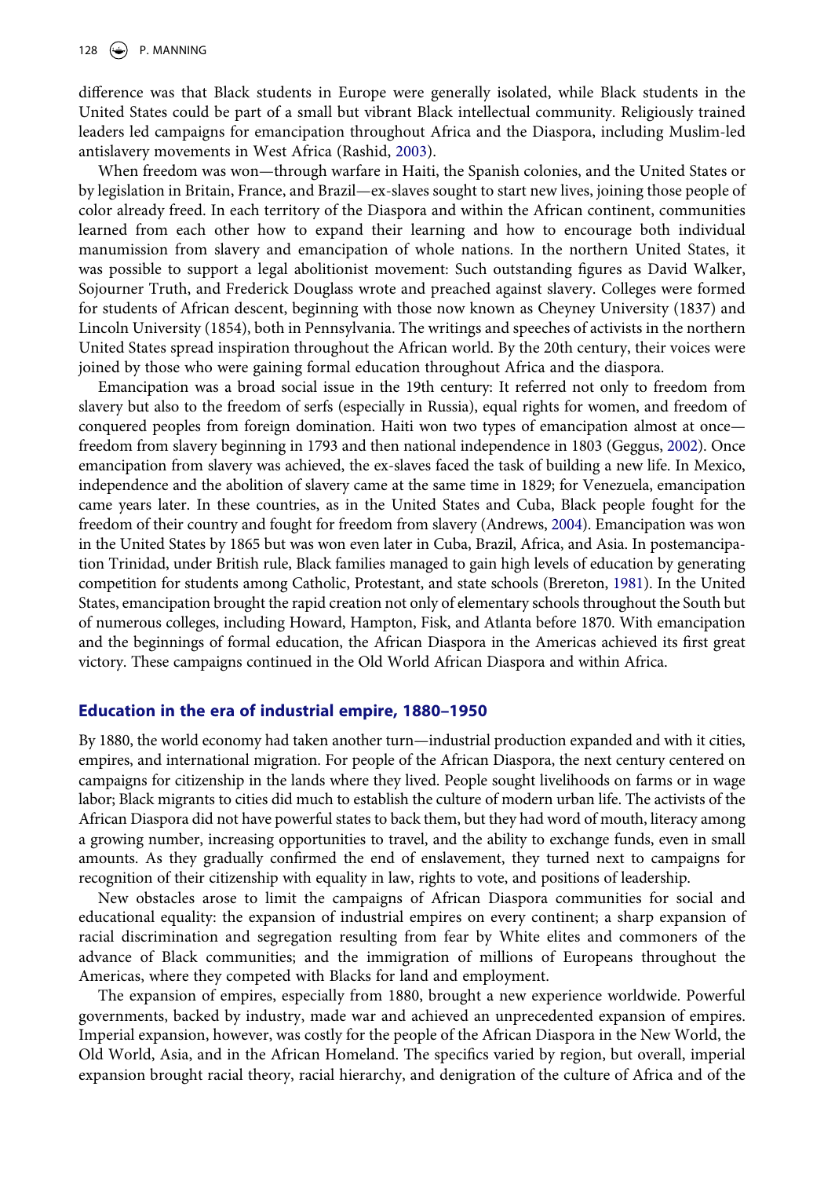difference was that Black students in Europe were generally isolated, while Black students in the United States could be part of a small but vibrant Black intellectual community. Religiously trained leaders led campaigns for emancipation throughout Africa and the Diaspora, including Muslim-led antislavery movements in West Africa (Rashid, 2003).

When freedom was won—through warfare in Haiti, the Spanish colonies, and the United States or by legislation in Britain, France, and Brazil—ex-slaves sought to start new lives, joining those people of color already freed. In each territory of the Diaspora and within the African continent, communities learned from each other how to expand their learning and how to encourage both individual manumission from slavery and emancipation of whole nations. In the northern United States, it was possible to support a legal abolitionist movement: Such outstanding figures as David Walker, Sojourner Truth, and Frederick Douglass wrote and preached against slavery. Colleges were formed for students of African descent, beginning with those now known as Cheyney University (1837) and Lincoln University (1854), both in Pennsylvania. The writings and speeches of activists in the northern United States spread inspiration throughout the African world. By the 20th century, their voices were joined by those who were gaining formal education throughout Africa and the diaspora.

Emancipation was a broad social issue in the 19th century: It referred not only to freedom from slavery but also to the freedom of serfs (especially in Russia), equal rights for women, and freedom of conquered peoples from foreign domination. Haiti won two types of emancipation almost at once—freedom from slavery beginning in 1793 and then national independence in 1803 (Geggus, 2002). Once emancipation from slavery was achieved, the ex-slaves faced the task of building a new life. In Mexico, independence and the abolition of slavery came at the same time in 1829; for Venezuela, emancipation came years later. In these countries, as in the United States and Cuba, Black people fought for the freedom of their country and fought for freedom from slavery (Andrews, 2004). Emancipation was won in the United States by 1865 but was won even later in Cuba, Brazil, Africa, and Asia. In postemancipation Trinidad, under British rule, Black families managed to gain high levels of education by generating competition for students among Catholic, Protestant, and state schools (Brereton, 1981). In the United States, emancipation brought the rapid creation not only of elementary schools throughout the South but of numerous colleges, including Howard, Hampton, Fisk, and Atlanta before 1870. With emancipation and the beginnings of formal education, the African Diaspora in the Americas achieved its first great victory. These campaigns continued in the Old World African Diaspora and within Africa.

## Education in the era of industrial empire, 1880–1950

By 1880, the world economy had taken another turn—industrial production expanded and with it cities, empires, and international migration. For people of the African Diaspora, the next century centered on campaigns for citizenship in the lands where they lived. People sought livelihoods on farms or in wage labor; Black migrants to cities did much to establish the culture of modern urban life. The activists of the African Diaspora did not have powerful states to back them, but they had word of mouth, literacy among a growing number, increasing opportunities to travel, and the ability to exchange funds, even in small amounts. As they gradually confirmed the end of enslavement, they turned next to campaigns for recognition of their citizenship with equality in law, rights to vote, and positions of leadership.

New obstacles arose to limit the campaigns of African Diaspora communities for social and educational equality: the expansion of industrial empires on every continent; a sharp expansion of racial discrimination and segregation resulting from fear by White elites and commoners of the advance of Black communities; and the immigration of millions of Europeans throughout the Americas, where they competed with Blacks for land and employment.

The expansion of empires, especially from 1880, brought a new experience worldwide. Powerful governments, backed by industry, made war and achieved an unprecedented expansion of empires. Imperial expansion, however, was costly for the people of the African Diaspora in the New World, the Old World, Asia, and in the African Homeland. The specifics varied by region, but overall, imperial expansion brought racial theory, racial hierarchy, and denigration of the culture of Africa and of the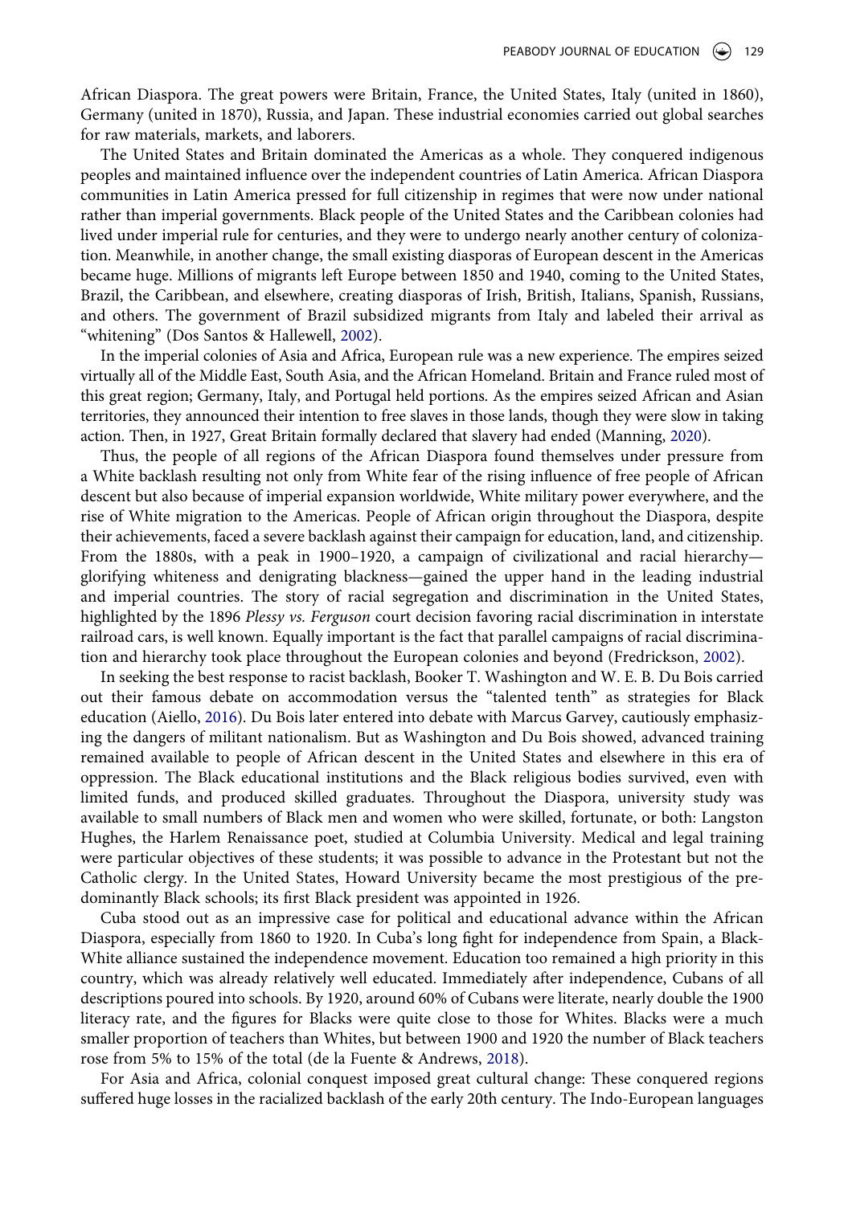African Diaspora. The great powers were Britain, France, the United States, Italy (united in 1860), Germany (united in 1870), Russia, and Japan. These industrial economies carried out global searches for raw materials, markets, and laborers.

The United States and Britain dominated the Americas as a whole. They conquered indigenous peoples and maintained influence over the independent countries of Latin America. African Diaspora communities in Latin America pressed for full citizenship in regimes that were now under national rather than imperial governments. Black people of the United States and the Caribbean colonies had lived under imperial rule for centuries, and they were to undergo nearly another century of colonization. Meanwhile, in another change, the small existing diasporas of European descent in the Americas became huge. Millions of migrants left Europe between 1850 and 1940, coming to the United States, Brazil, the Caribbean, and elsewhere, creating diasporas of Irish, British, Italians, Spanish, Russians, and others. The government of Brazil subsidized migrants from Italy and labeled their arrival as "whitening" (Dos Santos & Hallewell, 2002).

In the imperial colonies of Asia and Africa, European rule was a new experience. The empires seized virtually all of the Middle East, South Asia, and the African Homeland. Britain and France ruled most of this great region; Germany, Italy, and Portugal held portions. As the empires seized African and Asian territories, they announced their intention to free slaves in those lands, though they were slow in taking action. Then, in 1927, Great Britain formally declared that slavery had ended (Manning, 2020).

Thus, the people of all regions of the African Diaspora found themselves under pressure from a White backlash resulting not only from White fear of the rising influence of free people of African descent but also because of imperial expansion worldwide, White military power everywhere, and the rise of White migration to the Americas. People of African origin throughout the Diaspora, despite their achievements, faced a severe backlash against their campaign for education, land, and citizenship. From the 1880s, with a peak in 1900–1920, a campaign of civilizational and racial hierarchy—glorifying whiteness and denigrating blackness—gained the upper hand in the leading industrial and imperial countries. The story of racial segregation and discrimination in the United States, highlighted by the 1896 *Plessy vs. Ferguson* court decision favoring racial discrimination in interstate railroad cars, is well known. Equally important is the fact that parallel campaigns of racial discrimination and hierarchy took place throughout the European colonies and beyond (Fredrickson, 2002).

In seeking the best response to racist backlash, Booker T. Washington and W. E. B. Du Bois carried out their famous debate on accommodation versus the "talented tenth" as strategies for Black education (Aiello, 2016). Du Bois later entered into debate with Marcus Garvey, cautiously emphasizing the dangers of militant nationalism. But as Washington and Du Bois showed, advanced training remained available to people of African descent in the United States and elsewhere in this era of oppression. The Black educational institutions and the Black religious bodies survived, even with limited funds, and produced skilled graduates. Throughout the Diaspora, university study was available to small numbers of Black men and women who were skilled, fortunate, or both: Langston Hughes, the Harlem Renaissance poet, studied at Columbia University. Medical and legal training were particular objectives of these students; it was possible to advance in the Protestant but not the Catholic clergy. In the United States, Howard University became the most prestigious of the predominantly Black schools; its first Black president was appointed in 1926.

Cuba stood out as an impressive case for political and educational advance within the African Diaspora, especially from 1860 to 1920. In Cuba's long fight for independence from Spain, a Black-White alliance sustained the independence movement. Education too remained a high priority in this country, which was already relatively well educated. Immediately after independence, Cubans of all descriptions poured into schools. By 1920, around 60% of Cubans were literate, nearly double the 1900 literacy rate, and the figures for Blacks were quite close to those for Whites. Blacks were a much smaller proportion of teachers than Whites, but between 1900 and 1920 the number of Black teachers rose from 5% to 15% of the total (de la Fuente & Andrews, 2018).

For Asia and Africa, colonial conquest imposed great cultural change: These conquered regions suffered huge losses in the racialized backlash of the early 20th century. The Indo-European languages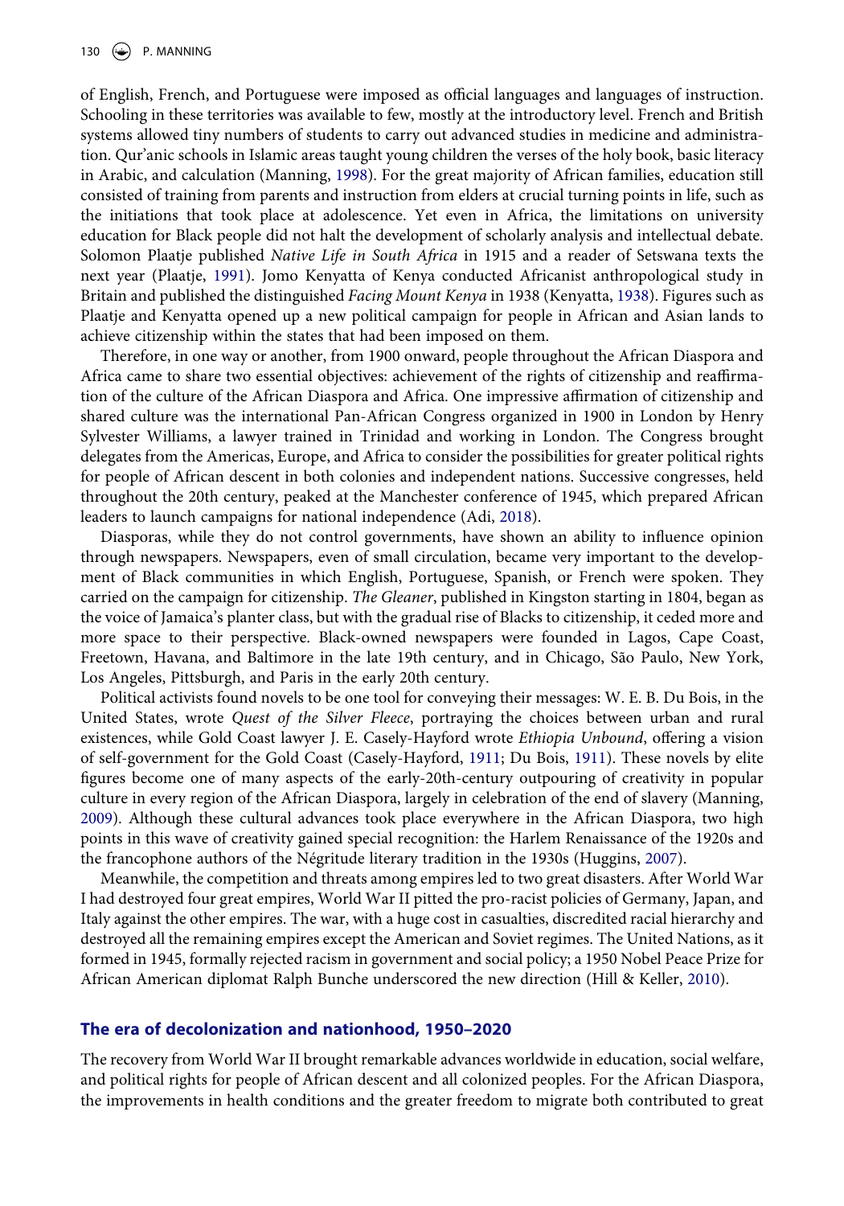of English, French, and Portuguese were imposed as official languages and languages of instruction. Schooling in these territories was available to few, mostly at the introductory level. French and British systems allowed tiny numbers of students to carry out advanced studies in medicine and administration. Qur'anic schools in Islamic areas taught young children the verses of the holy book, basic literacy in Arabic, and calculation (Manning, 1998). For the great majority of African families, education still consisted of training from parents and instruction from elders at crucial turning points in life, such as the initiations that took place at adolescence. Yet even in Africa, the limitations on university education for Black people did not halt the development of scholarly analysis and intellectual debate. Solomon Plaatje published *Native Life in South Africa* in 1915 and a reader of Setswana texts the next year (Plaatje, 1991). Jomo Kenyatta of Kenya conducted Africanist anthropological study in Britain and published the distinguished *Facing Mount Kenya* in 1938 (Kenyatta, 1938). Figures such as Plaatje and Kenyatta opened up a new political campaign for people in African and Asian lands to achieve citizenship within the states that had been imposed on them.

Therefore, in one way or another, from 1900 onward, people throughout the African Diaspora and Africa came to share two essential objectives: achievement of the rights of citizenship and reaffirmation of the culture of the African Diaspora and Africa. One impressive affirmation of citizenship and shared culture was the international Pan-African Congress organized in 1900 in London by Henry Sylvester Williams, a lawyer trained in Trinidad and working in London. The Congress brought delegates from the Americas, Europe, and Africa to consider the possibilities for greater political rights for people of African descent in both colonies and independent nations. Successive congresses, held throughout the 20th century, peaked at the Manchester conference of 1945, which prepared African leaders to launch campaigns for national independence (Adi, 2018).

Diasporas, while they do not control governments, have shown an ability to influence opinion through newspapers. Newspapers, even of small circulation, became very important to the development of Black communities in which English, Portuguese, Spanish, or French were spoken. They carried on the campaign for citizenship. *The Gleaner*, published in Kingston starting in 1804, began as the voice of Jamaica's planter class, but with the gradual rise of Blacks to citizenship, it ceded more and more space to their perspective. Black-owned newspapers were founded in Lagos, Cape Coast, Freetown, Havana, and Baltimore in the late 19th century, and in Chicago, São Paulo, New York, Los Angeles, Pittsburgh, and Paris in the early 20th century.

Political activists found novels to be one tool for conveying their messages: W. E. B. Du Bois, in the United States, wrote *Quest of the Silver Fleece*, portraying the choices between urban and rural existences, while Gold Coast lawyer J. E. Casely-Hayford wrote *Ethiopia Unbound*, offering a vision of self-government for the Gold Coast (Casely-Hayford, 1911; Du Bois, 1911). These novels by elite figures become one of many aspects of the early-20th-century outpouring of creativity in popular culture in every region of the African Diaspora, largely in celebration of the end of slavery (Manning, 2009). Although these cultural advances took place everywhere in the African Diaspora, two high points in this wave of creativity gained special recognition: the Harlem Renaissance of the 1920s and the francophone authors of the Négritude literary tradition in the 1930s (Huggins, 2007).

Meanwhile, the competition and threats among empires led to two great disasters. After World War I had destroyed four great empires, World War II pitted the pro-racist policies of Germany, Japan, and Italy against the other empires. The war, with a huge cost in casualties, discredited racial hierarchy and destroyed all the remaining empires except the American and Soviet regimes. The United Nations, as it formed in 1945, formally rejected racism in government and social policy; a 1950 Nobel Peace Prize for African American diplomat Ralph Bunche underscored the new direction (Hill & Keller, 2010).

## The era of decolonization and nationhood, 1950–2020

The recovery from World War II brought remarkable advances worldwide in education, social welfare, and political rights for people of African descent and all colonized peoples. For the African Diaspora, the improvements in health conditions and the greater freedom to migrate both contributed to great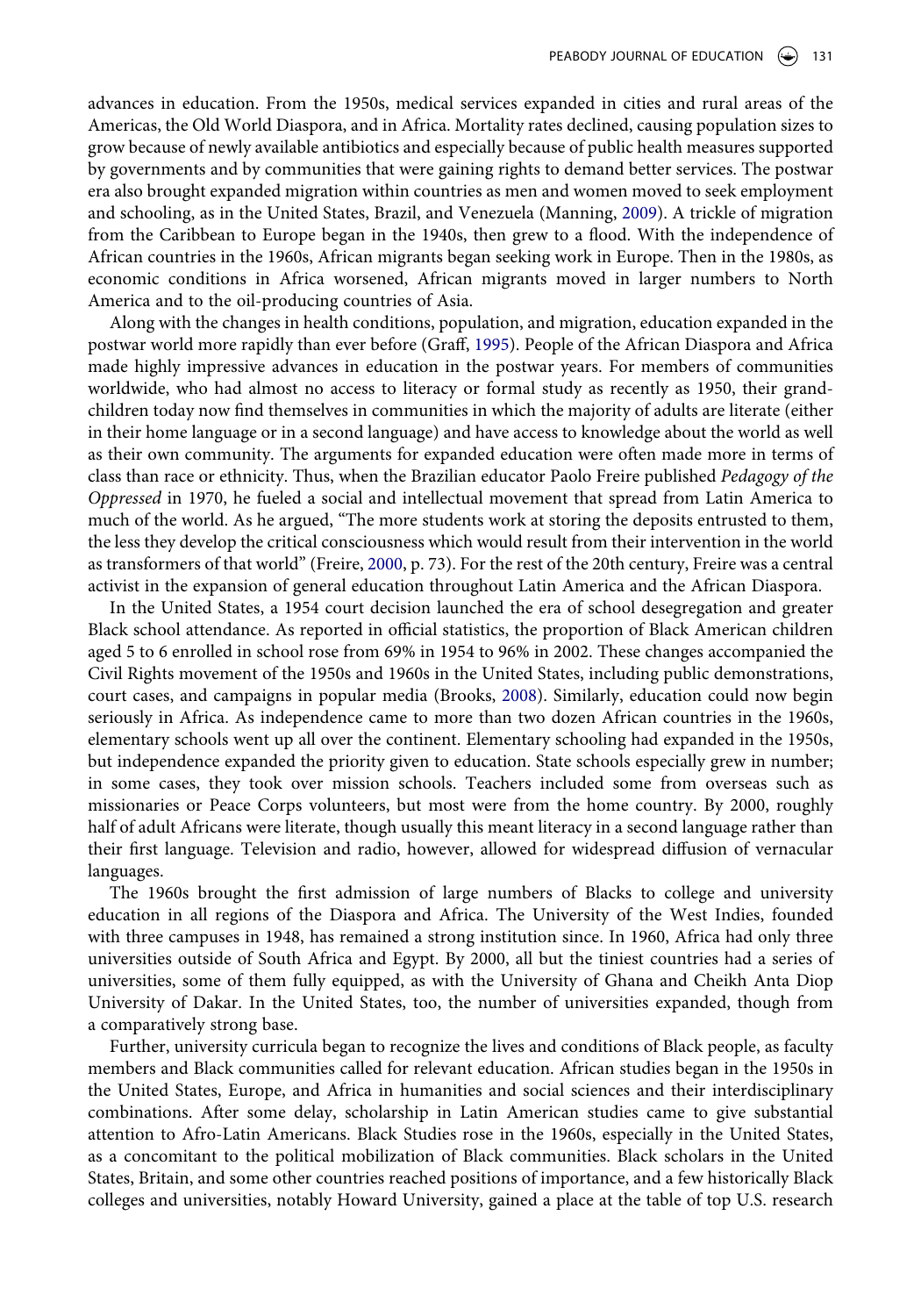advances in education. From the 1950s, medical services expanded in cities and rural areas of the Americas, the Old World Diaspora, and in Africa. Mortality rates declined, causing population sizes to grow because of newly available antibiotics and especially because of public health measures supported by governments and by communities that were gaining rights to demand better services. The postwar era also brought expanded migration within countries as men and women moved to seek employment and schooling, as in the United States, Brazil, and Venezuela (Manning, 2009). A trickle of migration from the Caribbean to Europe began in the 1940s, then grew to a flood. With the independence of African countries in the 1960s, African migrants began seeking work in Europe. Then in the 1980s, as economic conditions in Africa worsened, African migrants moved in larger numbers to North America and to the oil-producing countries of Asia.

Along with the changes in health conditions, population, and migration, education expanded in the postwar world more rapidly than ever before (Graff, 1995). People of the African Diaspora and Africa made highly impressive advances in education in the postwar years. For members of communities worldwide, who had almost no access to literacy or formal study as recently as 1950, their grandchildren today now find themselves in communities in which the majority of adults are literate (either in their home language or in a second language) and have access to knowledge about the world as well as their own community. The arguments for expanded education were often made more in terms of class than race or ethnicity. Thus, when the Brazilian educator Paolo Freire published *Pedagogy of the Oppressed* in 1970, he fueled a social and intellectual movement that spread from Latin America to much of the world. As he argued, "The more students work at storing the deposits entrusted to them, the less they develop the critical consciousness which would result from their intervention in the world as transformers of that world" (Freire, 2000, p. 73). For the rest of the 20th century, Freire was a central activist in the expansion of general education throughout Latin America and the African Diaspora.

In the United States, a 1954 court decision launched the era of school desegregation and greater Black school attendance. As reported in official statistics, the proportion of Black American children aged 5 to 6 enrolled in school rose from 69% in 1954 to 96% in 2002. These changes accompanied the Civil Rights movement of the 1950s and 1960s in the United States, including public demonstrations, court cases, and campaigns in popular media (Brooks, 2008). Similarly, education could now begin seriously in Africa. As independence came to more than two dozen African countries in the 1960s, elementary schools went up all over the continent. Elementary schooling had expanded in the 1950s, but independence expanded the priority given to education. State schools especially grew in number; in some cases, they took over mission schools. Teachers included some from overseas such as missionaries or Peace Corps volunteers, but most were from the home country. By 2000, roughly half of adult Africans were literate, though usually this meant literacy in a second language rather than their first language. Television and radio, however, allowed for widespread diffusion of vernacular languages.

The 1960s brought the first admission of large numbers of Blacks to college and university education in all regions of the Diaspora and Africa. The University of the West Indies, founded with three campuses in 1948, has remained a strong institution since. In 1960, Africa had only three universities outside of South Africa and Egypt. By 2000, all but the tiniest countries had a series of universities, some of them fully equipped, as with the University of Ghana and Cheikh Anta Diop University of Dakar. In the United States, too, the number of universities expanded, though from a comparatively strong base.

Further, university curricula began to recognize the lives and conditions of Black people, as faculty members and Black communities called for relevant education. African studies began in the 1950s in the United States, Europe, and Africa in humanities and social sciences and their interdisciplinary combinations. After some delay, scholarship in Latin American studies came to give substantial attention to Afro-Latin Americans. Black Studies rose in the 1960s, especially in the United States, as a concomitant to the political mobilization of Black communities. Black scholars in the United States, Britain, and some other countries reached positions of importance, and a few historically Black colleges and universities, notably Howard University, gained a place at the table of top U.S. research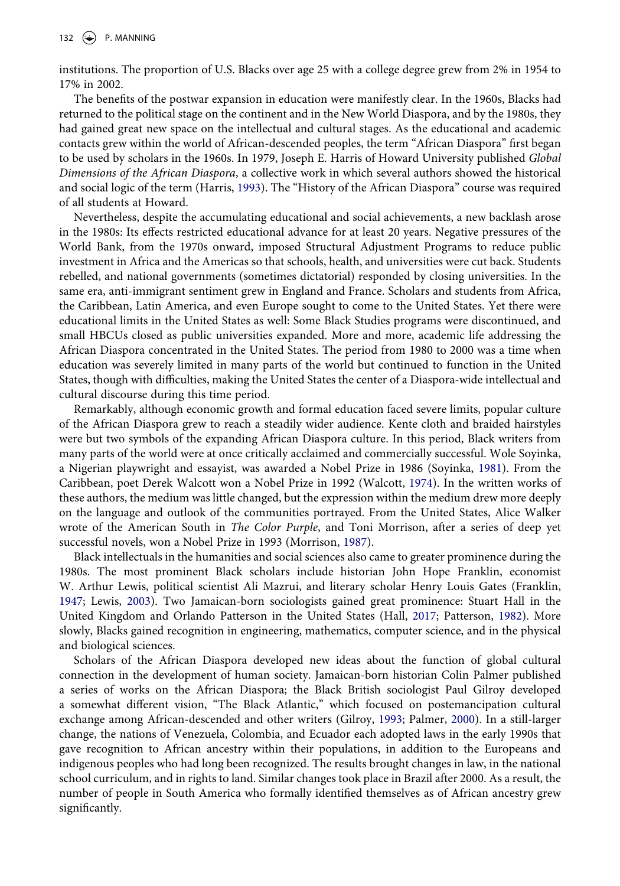institutions. The proportion of U.S. Blacks over age 25 with a college degree grew from 2% in 1954 to 17% in 2002.

The benefits of the postwar expansion in education were manifestly clear. In the 1960s, Blacks had returned to the political stage on the continent and in the New World Diaspora, and by the 1980s, they had gained great new space on the intellectual and cultural stages. As the educational and academic contacts grew within the world of African-descended peoples, the term "African Diaspora" first began to be used by scholars in the 1960s. In 1979, Joseph E. Harris of Howard University published *Global Dimensions of the African Diaspora*, a collective work in which several authors showed the historical and social logic of the term (Harris, 1993). The "History of the African Diaspora" course was required of all students at Howard.

Nevertheless, despite the accumulating educational and social achievements, a new backlash arose in the 1980s: Its effects restricted educational advance for at least 20 years. Negative pressures of the World Bank, from the 1970s onward, imposed Structural Adjustment Programs to reduce public investment in Africa and the Americas so that schools, health, and universities were cut back. Students rebelled, and national governments (sometimes dictatorial) responded by closing universities. In the same era, anti-immigrant sentiment grew in England and France. Scholars and students from Africa, the Caribbean, Latin America, and even Europe sought to come to the United States. Yet there were educational limits in the United States as well: Some Black Studies programs were discontinued, and small HBCUs closed as public universities expanded. More and more, academic life addressing the African Diaspora concentrated in the United States. The period from 1980 to 2000 was a time when education was severely limited in many parts of the world but continued to function in the United States, though with difficulties, making the United States the center of a Diaspora-wide intellectual and cultural discourse during this time period.

Remarkably, although economic growth and formal education faced severe limits, popular culture of the African Diaspora grew to reach a steadily wider audience. Kente cloth and braided hairstyles were but two symbols of the expanding African Diaspora culture. In this period, Black writers from many parts of the world were at once critically acclaimed and commercially successful. Wole Soyinka, a Nigerian playwright and essayist, was awarded a Nobel Prize in 1986 (Soyinka, 1981). From the Caribbean, poet Derek Walcott won a Nobel Prize in 1992 (Walcott, 1974). In the written works of these authors, the medium was little changed, but the expression within the medium drew more deeply on the language and outlook of the communities portrayed. From the United States, Alice Walker wrote of the American South in *The Color Purple*, and Toni Morrison, after a series of deep yet successful novels, won a Nobel Prize in 1993 (Morrison, 1987).

Black intellectuals in the humanities and social sciences also came to greater prominence during the 1980s. The most prominent Black scholars include historian John Hope Franklin, economist W. Arthur Lewis, political scientist Ali Mazrui, and literary scholar Henry Louis Gates (Franklin, 1947; Lewis, 2003). Two Jamaican-born sociologists gained great prominence: Stuart Hall in the United Kingdom and Orlando Patterson in the United States (Hall, 2017; Patterson, 1982). More slowly, Blacks gained recognition in engineering, mathematics, computer science, and in the physical and biological sciences.

Scholars of the African Diaspora developed new ideas about the function of global cultural connection in the development of human society. Jamaican-born historian Colin Palmer published a series of works on the African Diaspora; the Black British sociologist Paul Gilroy developed a somewhat different vision, "The Black Atlantic," which focused on postemancipation cultural exchange among African-descended and other writers (Gilroy, 1993; Palmer, 2000). In a still-larger change, the nations of Venezuela, Colombia, and Ecuador each adopted laws in the early 1990s that gave recognition to African ancestry within their populations, in addition to the Europeans and indigenous peoples who had long been recognized. The results brought changes in law, in the national school curriculum, and in rights to land. Similar changes took place in Brazil after 2000. As a result, the number of people in South America who formally identified themselves as of African ancestry grew significantly.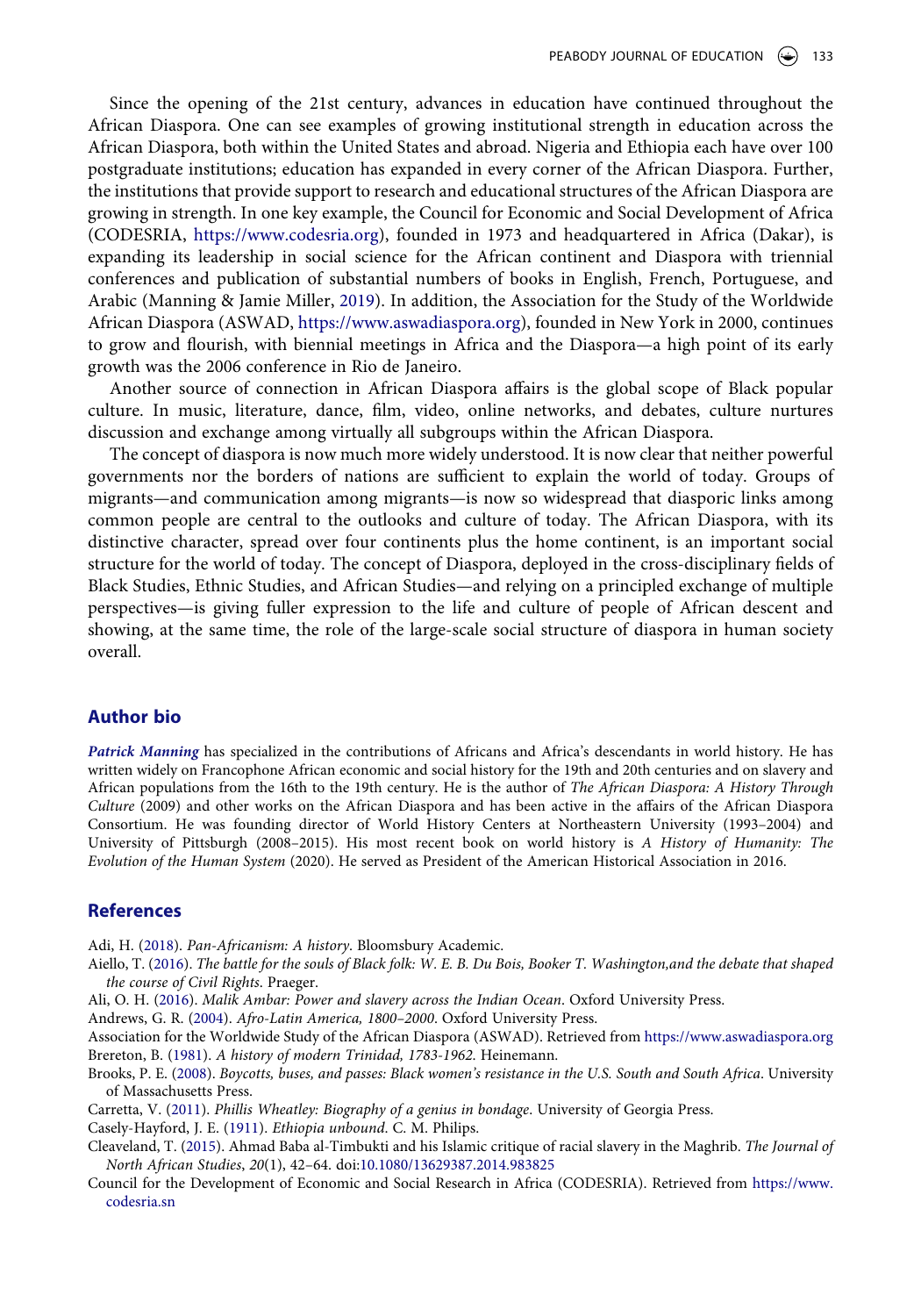Since the opening of the 21st century, advances in education have continued throughout the African Diaspora. One can see examples of growing institutional strength in education across the African Diaspora, both within the United States and abroad. Nigeria and Ethiopia each have over 100 postgraduate institutions; education has expanded in every corner of the African Diaspora. Further, the institutions that provide support to research and educational structures of the African Diaspora are growing in strength. In one key example, the Council for Economic and Social Development of Africa (CODESRIA, https://www.codesria.org), founded in 1973 and headquartered in Africa (Dakar), is expanding its leadership in social science for the African continent and Diaspora with triennial conferences and publication of substantial numbers of books in English, French, Portuguese, and Arabic (Manning & Jamie Miller, 2019). In addition, the Association for the Study of the Worldwide African Diaspora (ASWAD, https://www.aswadiaspora.org), founded in New York in 2000, continues to grow and flourish, with biennial meetings in Africa and the Diaspora—a high point of its early growth was the 2006 conference in Rio de Janeiro.

Another source of connection in African Diaspora affairs is the global scope of Black popular culture. In music, literature, dance, film, video, online networks, and debates, culture nurtures discussion and exchange among virtually all subgroups within the African Diaspora.

The concept of diaspora is now much more widely understood. It is now clear that neither powerful governments nor the borders of nations are sufficient to explain the world of today. Groups of migrants—and communication among migrants—is now so widespread that diasporic links among common people are central to the outlooks and culture of today. The African Diaspora, with its distinctive character, spread over four continents plus the home continent, is an important social structure for the world of today. The concept of Diaspora, deployed in the cross-disciplinary fields of Black Studies, Ethnic Studies, and African Studies—and relying on a principled exchange of multiple perspectives—is giving fuller expression to the life and culture of people of African descent and showing, at the same time, the role of the large-scale social structure of diaspora in human society overall.

## Author bio

***Patrick Manning*** has specialized in the contributions of Africans and Africa's descendants in world history. He has written widely on Francophone African economic and social history for the 19th and 20th centuries and on slavery and African populations from the 16th to the 19th century. He is the author of *The African Diaspora: A History Through Culture* (2009) and other works on the African Diaspora and has been active in the affairs of the African Diaspora Consortium. He was founding director of World History Centers at Northeastern University (1993–2004) and University of Pittsburgh (2008–2015). His most recent book on world history is *A History of Humanity: The Evolution of the Human System* (2020). He served as President of the American Historical Association in 2016.

## References

Adi, H. (2018). *Pan-Africanism: A history*. Bloomsbury Academic.

Aiello, T. (2016). *The battle for the souls of Black folk: W. E. B. Du Bois, Booker T. Washington,and the debate that shaped the course of Civil Rights*. Praeger.

Ali, O. H. (2016). *Malik Ambar: Power and slavery across the Indian Ocean*. Oxford University Press.

Andrews, G. R. (2004). *Afro-Latin America, 1800–2000*. Oxford University Press.

Association for the Worldwide Study of the African Diaspora (ASWAD). Retrieved from https://www.aswadiaspora.org

Brereton, B. (1981). *A history of modern Trinidad, 1783-1962*. Heinemann.

Brooks, P. E. (2008). *Boycotts, buses, and passes: Black women's resistance in the U.S. South and South Africa*. University of Massachusetts Press.

Carretta, V. (2011). *Phillis Wheatley: Biography of a genius in bondage*. University of Georgia Press.

Casely-Hayford, J. E. (1911). *Ethiopia unbound*. C. M. Philips.

Cleaveland, T. (2015). Ahmad Baba al-Timbukti and his Islamic critique of racial slavery in the Maghrib. *The Journal of North African Studies*, *20*(1), 42–64. doi:10.1080/13629387.2014.983825

Council for the Development of Economic and Social Research in Africa (CODESRIA). Retrieved from https://www.codesria.sn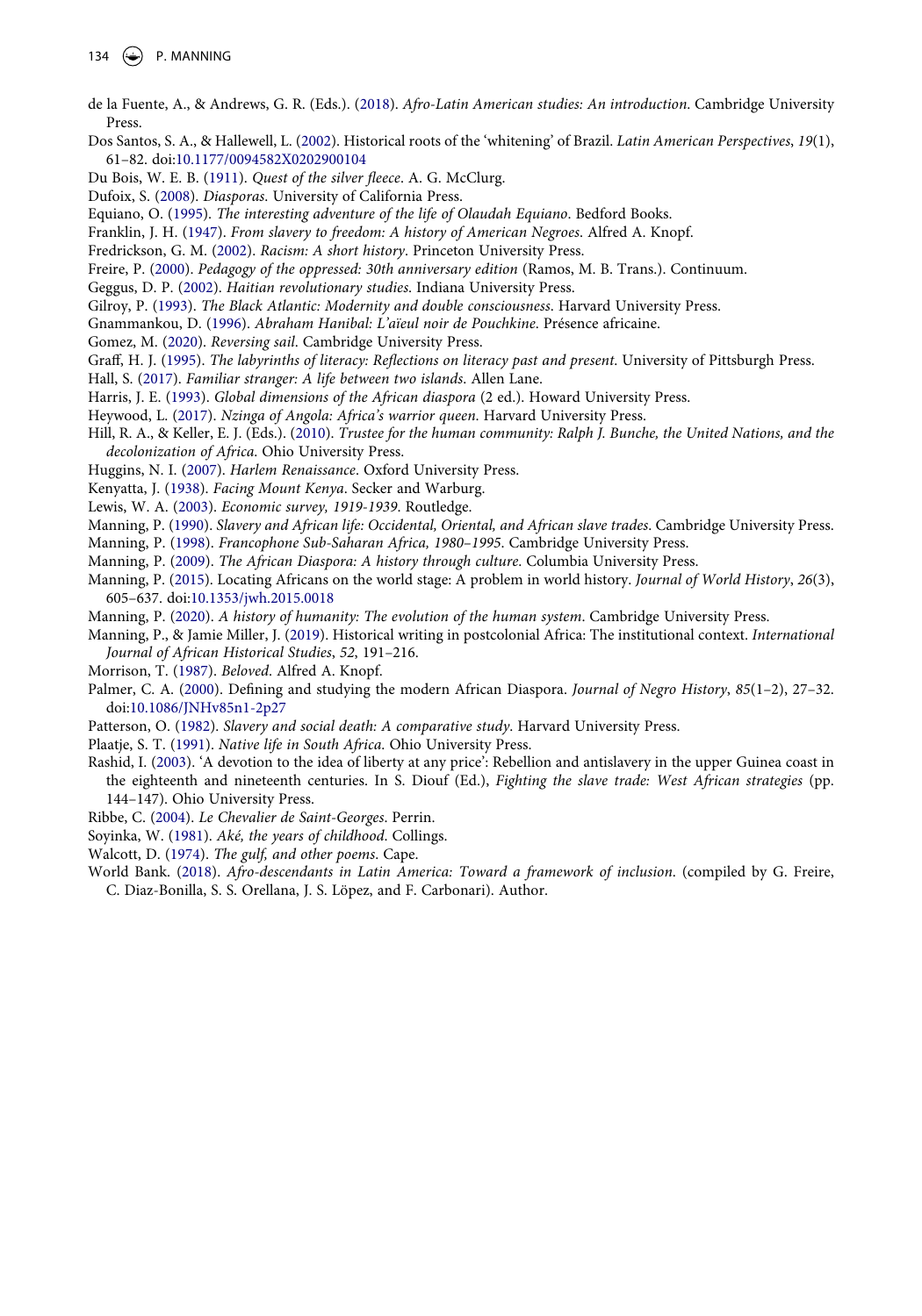de la Fuente, A., & Andrews, G. R. (Eds.). (2018). *Afro-Latin American studies: An introduction*. Cambridge University Press.

Dos Santos, S. A., & Hallewell, L. (2002). Historical roots of the 'whitening' of Brazil. *Latin American Perspectives*, *19*(1), 61–82. doi:10.1177/0094582X0202900104

Du Bois, W. E. B. (1911). *Quest of the silver fleece*. A. G. McClurg.

Dufoix, S. (2008). *Diasporas*. University of California Press.

Equiano, O. (1995). *The interesting adventure of the life of Olaudah Equiano*. Bedford Books.

Franklin, J. H. (1947). *From slavery to freedom: A history of American Negroes*. Alfred A. Knopf.

Fredrickson, G. M. (2002). *Racism: A short history*. Princeton University Press.

Freire, P. (2000). *Pedagogy of the oppressed: 30th anniversary edition* (Ramos, M. B. Trans.). Continuum.

Geggus, D. P. (2002). *Haitian revolutionary studies*. Indiana University Press.

Gilroy, P. (1993). *The Black Atlantic: Modernity and double consciousness*. Harvard University Press.

Gnammankou, D. (1996). *Abraham Hanibal: L'aïeul noir de Pouchkine*. Présence africaine.

Gomez, M. (2020). *Reversing sail*. Cambridge University Press.

Graff, H. J. (1995). *The labyrinths of literacy: Reflections on literacy past and present*. University of Pittsburgh Press.

Hall, S. (2017). *Familiar stranger: A life between two islands*. Allen Lane.

Harris, J. E. (1993). *Global dimensions of the African diaspora* (2 ed.). Howard University Press.

Heywood, L. (2017). *Nzinga of Angola: Africa's warrior queen*. Harvard University Press.

Hill, R. A., & Keller, E. J. (Eds.). (2010). *Trustee for the human community: Ralph J. Bunche, the United Nations, and the decolonization of Africa*. Ohio University Press.

Huggins, N. I. (2007). *Harlem Renaissance*. Oxford University Press.

Kenyatta, J. (1938). *Facing Mount Kenya*. Secker and Warburg.

Lewis, W. A. (2003). *Economic survey, 1919-1939*. Routledge.

Manning, P. (1990). *Slavery and African life: Occidental, Oriental, and African slave trades*. Cambridge University Press.

Manning, P. (1998). *Francophone Sub-Saharan Africa, 1980–1995*. Cambridge University Press.

Manning, P. (2009). *The African Diaspora: A history through culture*. Columbia University Press.

Manning, P. (2015). Locating Africans on the world stage: A problem in world history. *Journal of World History*, *26*(3), 605–637. doi:10.1353/jwh.2015.0018

Manning, P. (2020). *A history of humanity: The evolution of the human system*. Cambridge University Press.

Manning, P., & Jamie Miller, J. (2019). Historical writing in postcolonial Africa: The institutional context. *International Journal of African Historical Studies*, *52*, 191–216.

Morrison, T. (1987). *Beloved*. Alfred A. Knopf.

Palmer, C. A. (2000). Defining and studying the modern African Diaspora. *Journal of Negro History*, *85*(1–2), 27–32. doi:10.1086/JNHv85n1-2p27

Patterson, O. (1982). *Slavery and social death: A comparative study*. Harvard University Press.

Plaatje, S. T. (1991). *Native life in South Africa*. Ohio University Press.

Rashid, I. (2003). 'A devotion to the idea of liberty at any price': Rebellion and antislavery in the upper Guinea coast in the eighteenth and nineteenth centuries. In S. Diouf (Ed.), *Fighting the slave trade: West African strategies* (pp. 144–147). Ohio University Press.

Ribbe, C. (2004). *Le Chevalier de Saint-Georges*. Perrin.

Soyinka, W. (1981). *Aké, the years of childhood*. Collings.

Walcott, D. (1974). *The gulf, and other poems*. Cape.

World Bank. (2018). *Afro-descendants in Latin America: Toward a framework of inclusion*. (compiled by G. Freire, C. Diaz-Bonilla, S. S. Orellana, J. S. Löpez, and F. Carbonari). Author.